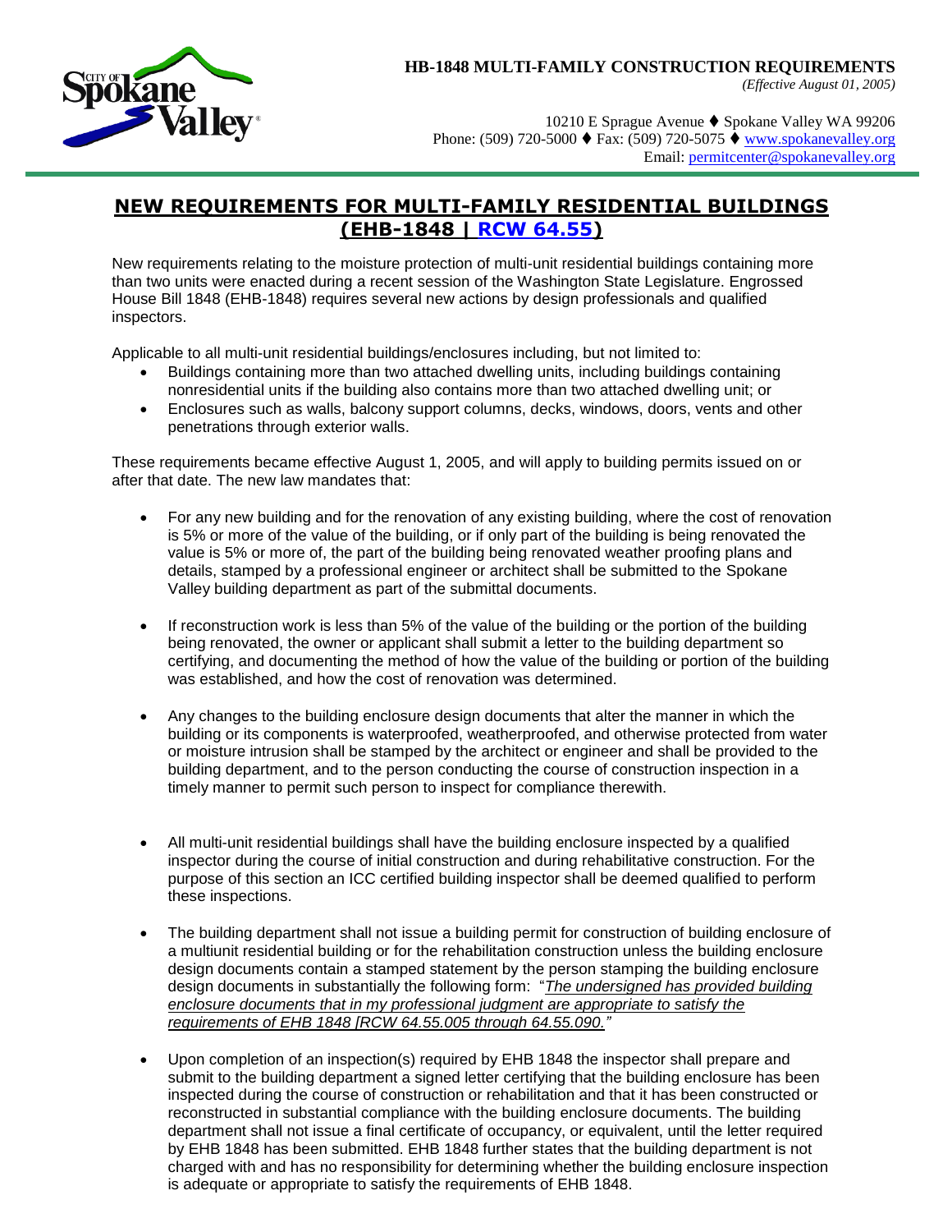**HB-1848 MULTI-FAMILY CONSTRUCTION REQUIREMENTS**

*(Effective August 01, 2005)*

10210 E Sprague Avenue ♦ Spokane Valley WA 99206
Phone: (509) 720-5000 ♦ Fax: (509) 720-5075 ♦ www.spokanevalley.org
Email: permitcenter@spokanevalley.org

# NEW REQUIREMENTS FOR MULTI-FAMILY RESIDENTIAL BUILDINGS (EHB-1848 | RCW 64.55)

New requirements relating to the moisture protection of multi-unit residential buildings containing more than two units were enacted during a recent session of the Washington State Legislature. Engrossed House Bill 1848 (EHB-1848) requires several new actions by design professionals and qualified inspectors.

Applicable to all multi-unit residential buildings/enclosures including, but not limited to:

- Buildings containing more than two attached dwelling units, including buildings containing nonresidential units if the building also contains more than two attached dwelling unit; or
- Enclosures such as walls, balcony support columns, decks, windows, doors, vents and other penetrations through exterior walls.

These requirements became effective August 1, 2005, and will apply to building permits issued on or after that date. The new law mandates that:

- For any new building and for the renovation of any existing building, where the cost of renovation is 5% or more of the value of the building, or if only part of the building is being renovated the value is 5% or more of, the part of the building being renovated weather proofing plans and details, stamped by a professional engineer or architect shall be submitted to the Spokane Valley building department as part of the submittal documents.

- If reconstruction work is less than 5% of the value of the building or the portion of the building being renovated, the owner or applicant shall submit a letter to the building department so certifying, and documenting the method of how the value of the building or portion of the building was established, and how the cost of renovation was determined.

- Any changes to the building enclosure design documents that alter the manner in which the building or its components is waterproofed, weatherproofed, and otherwise protected from water or moisture intrusion shall be stamped by the architect or engineer and shall be provided to the building department, and to the person conducting the course of construction inspection in a timely manner to permit such person to inspect for compliance therewith.

- All multi-unit residential buildings shall have the building enclosure inspected by a qualified inspector during the course of initial construction and during rehabilitative construction. For the purpose of this section an ICC certified building inspector shall be deemed qualified to perform these inspections.

- The building department shall not issue a building permit for construction of building enclosure of a multiunit residential building or for the rehabilitation construction unless the building enclosure design documents contain a stamped statement by the person stamping the building enclosure design documents in substantially the following form: "*The undersigned has provided building enclosure documents that in my professional judgment are appropriate to satisfy the requirements of EHB 1848 [RCW 64.55.005 through 64.55.090."*

- Upon completion of an inspection(s) required by EHB 1848 the inspector shall prepare and submit to the building department a signed letter certifying that the building enclosure has been inspected during the course of construction or rehabilitation and that it has been constructed or reconstructed in substantial compliance with the building enclosure documents. The building department shall not issue a final certificate of occupancy, or equivalent, until the letter required by EHB 1848 has been submitted. EHB 1848 further states that the building department is not charged with and has no responsibility for determining whether the building enclosure inspection is adequate or appropriate to satisfy the requirements of EHB 1848.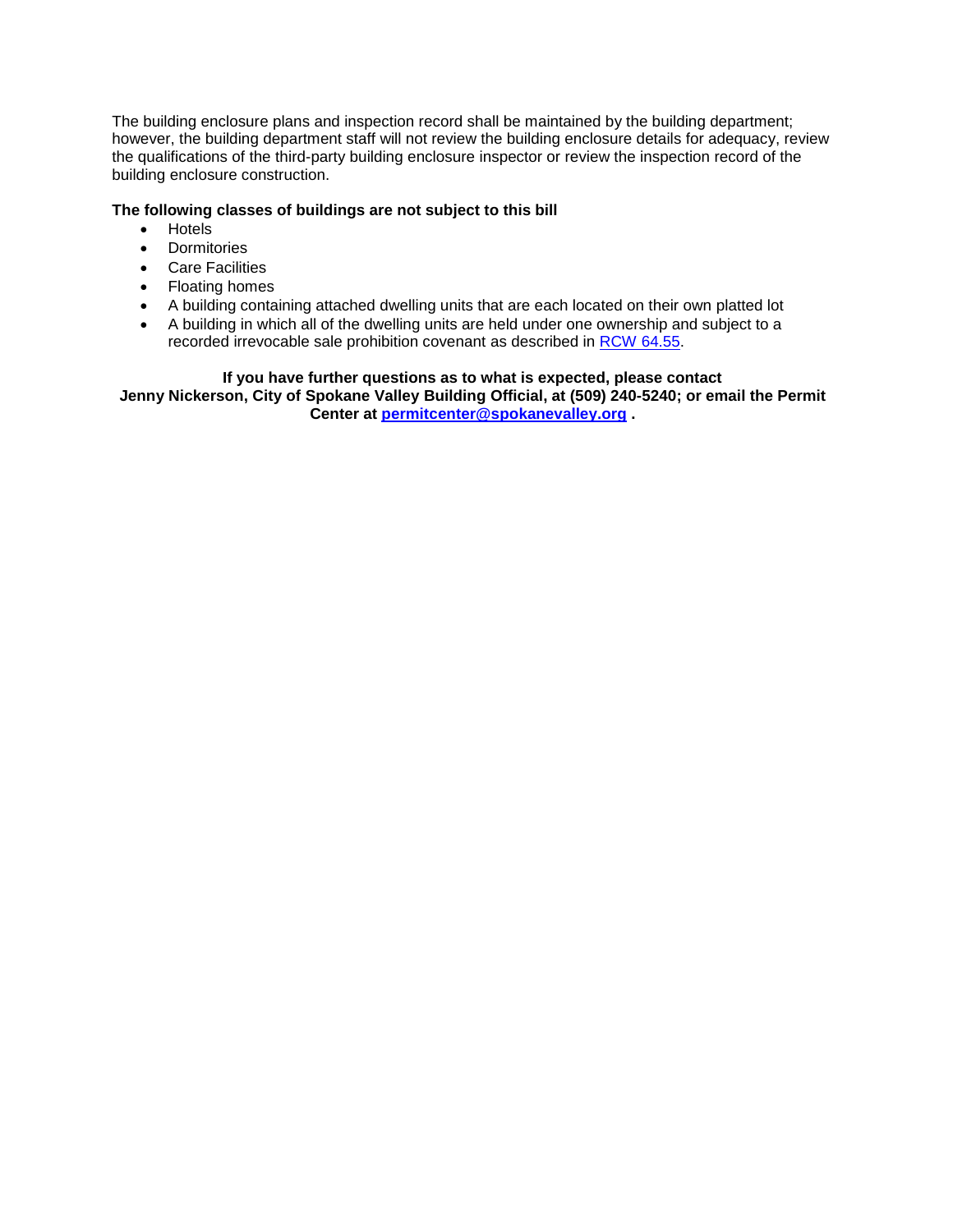The building enclosure plans and inspection record shall be maintained by the building department; however, the building department staff will not review the building enclosure details for adequacy, review the qualifications of the third-party building enclosure inspector or review the inspection record of the building enclosure construction.

**The following classes of buildings are not subject to this bill**

- Hotels
- Dormitories
- Care Facilities
- Floating homes
- A building containing attached dwelling units that are each located on their own platted lot
- A building in which all of the dwelling units are held under one ownership and subject to a recorded irrevocable sale prohibition covenant as described in RCW 64.55.

**If you have further questions as to what is expected, please contact Jenny Nickerson, City of Spokane Valley Building Official, at (509) 240-5240; or email the Permit Center at permitcenter@spokanevalley.org .**